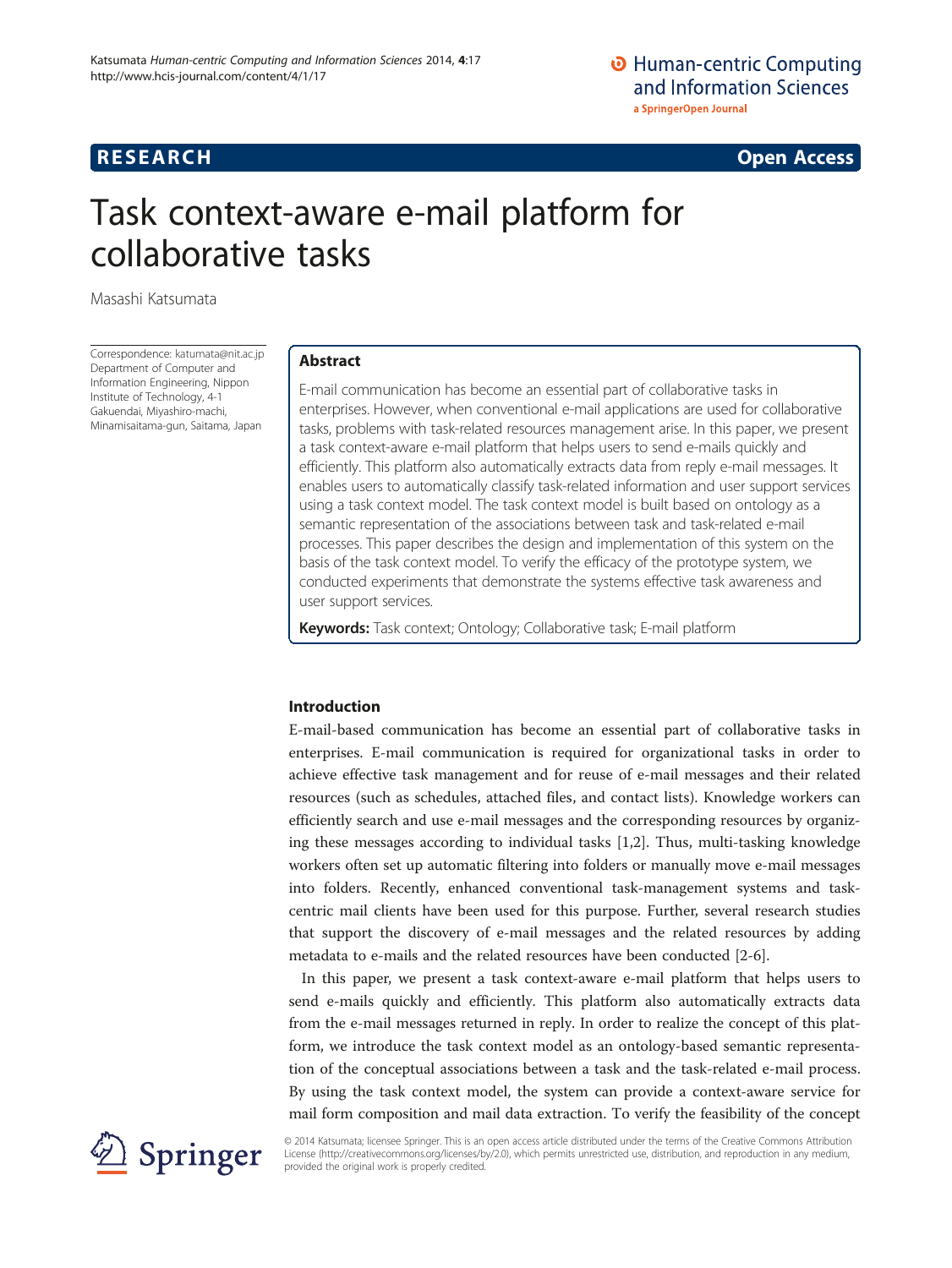**RESEARCH** **Open Access**

# Task context-aware e-mail platform for collaborative tasks

Masashi Katsumata

Correspondence: katumata@nit.ac.jp
Department of Computer and Information Engineering, Nippon Institute of Technology, 4-1 Gakuendai, Miyashiro-machi, Minamisaitama-gun, Saitama, Japan

## Abstract

E-mail communication has become an essential part of collaborative tasks in enterprises. However, when conventional e-mail applications are used for collaborative tasks, problems with task-related resources management arise. In this paper, we present a task context-aware e-mail platform that helps users to send e-mails quickly and efficiently. This platform also automatically extracts data from reply e-mail messages. It enables users to automatically classify task-related information and user support services using a task context model. The task context model is built based on ontology as a semantic representation of the associations between task and task-related e-mail processes. This paper describes the design and implementation of this system on the basis of the task context model. To verify the efficacy of the prototype system, we conducted experiments that demonstrate the systems effective task awareness and user support services.

**Keywords:** Task context; Ontology; Collaborative task; E-mail platform

## Introduction

E-mail-based communication has become an essential part of collaborative tasks in enterprises. E-mail communication is required for organizational tasks in order to achieve effective task management and for reuse of e-mail messages and their related resources (such as schedules, attached files, and contact lists). Knowledge workers can efficiently search and use e-mail messages and the corresponding resources by organizing these messages according to individual tasks [1,2]. Thus, multi-tasking knowledge workers often set up automatic filtering into folders or manually move e-mail messages into folders. Recently, enhanced conventional task-management systems and task-centric mail clients have been used for this purpose. Further, several research studies that support the discovery of e-mail messages and the related resources by adding metadata to e-mails and the related resources have been conducted [2-6].

In this paper, we present a task context-aware e-mail platform that helps users to send e-mails quickly and efficiently. This platform also automatically extracts data from the e-mail messages returned in reply. In order to realize the concept of this platform, we introduce the task context model as an ontology-based semantic representation of the conceptual associations between a task and the task-related e-mail process. By using the task context model, the system can provide a context-aware service for mail form composition and mail data extraction. To verify the feasibility of the concept

© 2014 Katsumata; licensee Springer. This is an open access article distributed under the terms of the Creative Commons Attribution License (http://creativecommons.org/licenses/by/2.0), which permits unrestricted use, distribution, and reproduction in any medium, provided the original work is properly credited.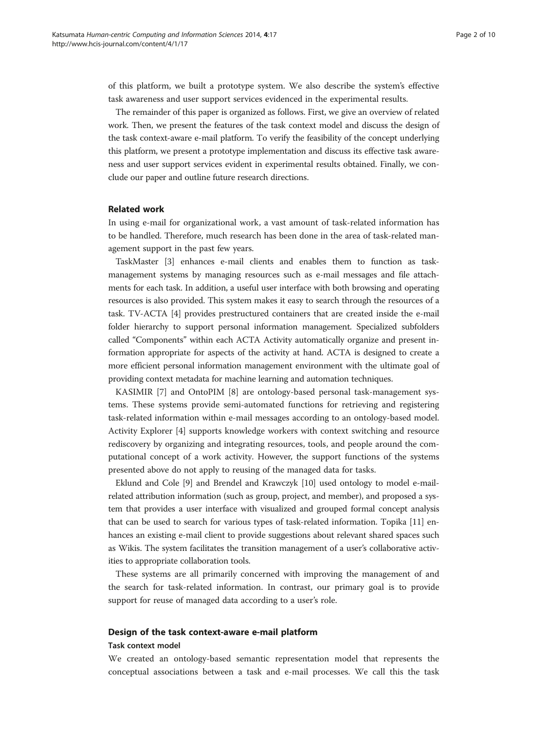of this platform, we built a prototype system. We also describe the system's effective task awareness and user support services evidenced in the experimental results.

The remainder of this paper is organized as follows. First, we give an overview of related work. Then, we present the features of the task context model and discuss the design of the task context-aware e-mail platform. To verify the feasibility of the concept underlying this platform, we present a prototype implementation and discuss its effective task awareness and user support services evident in experimental results obtained. Finally, we conclude our paper and outline future research directions.

## Related work

In using e-mail for organizational work, a vast amount of task-related information has to be handled. Therefore, much research has been done in the area of task-related management support in the past few years.

TaskMaster [3] enhances e-mail clients and enables them to function as task-management systems by managing resources such as e-mail messages and file attachments for each task. In addition, a useful user interface with both browsing and operating resources is also provided. This system makes it easy to search through the resources of a task. TV-ACTA [4] provides prestructured containers that are created inside the e-mail folder hierarchy to support personal information management. Specialized subfolders called "Components" within each ACTA Activity automatically organize and present information appropriate for aspects of the activity at hand. ACTA is designed to create a more efficient personal information management environment with the ultimate goal of providing context metadata for machine learning and automation techniques.

KASIMIR [7] and OntoPIM [8] are ontology-based personal task-management systems. These systems provide semi-automated functions for retrieving and registering task-related information within e-mail messages according to an ontology-based model. Activity Explorer [4] supports knowledge workers with context switching and resource rediscovery by organizing and integrating resources, tools, and people around the computational concept of a work activity. However, the support functions of the systems presented above do not apply to reusing of the managed data for tasks.

Eklund and Cole [9] and Brendel and Krawczyk [10] used ontology to model e-mail-related attribution information (such as group, project, and member), and proposed a system that provides a user interface with visualized and grouped formal concept analysis that can be used to search for various types of task-related information. Topika [11] enhances an existing e-mail client to provide suggestions about relevant shared spaces such as Wikis. The system facilitates the transition management of a user's collaborative activities to appropriate collaboration tools.

These systems are all primarily concerned with improving the management of and the search for task-related information. In contrast, our primary goal is to provide support for reuse of managed data according to a user's role.

## Design of the task context-aware e-mail platform

### Task context model

We created an ontology-based semantic representation model that represents the conceptual associations between a task and e-mail processes. We call this the task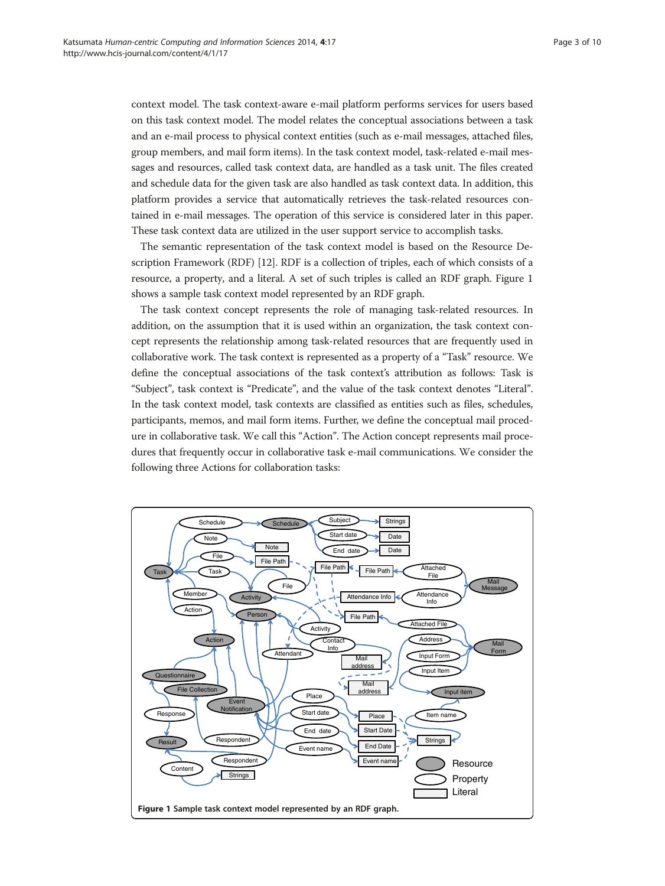context model. The task context-aware e-mail platform performs services for users based on this task context model. The model relates the conceptual associations between a task and an e-mail process to physical context entities (such as e-mail messages, attached files, group members, and mail form items). In the task context model, task-related e-mail messages and resources, called task context data, are handled as a task unit. The files created and schedule data for the given task are also handled as task context data. In addition, this platform provides a service that automatically retrieves the task-related resources contained in e-mail messages. The operation of this service is considered later in this paper. These task context data are utilized in the user support service to accomplish tasks.

The semantic representation of the task context model is based on the Resource Description Framework (RDF) [12]. RDF is a collection of triples, each of which consists of a resource, a property, and a literal. A set of such triples is called an RDF graph. Figure 1 shows a sample task context model represented by an RDF graph.

The task context concept represents the role of managing task-related resources. In addition, on the assumption that it is used within an organization, the task context concept represents the relationship among task-related resources that are frequently used in collaborative work. The task context is represented as a property of a "Task" resource. We define the conceptual associations of the task context's attribution as follows: Task is "Subject", task context is "Predicate", and the value of the task context denotes "Literal". In the task context model, task contexts are classified as entities such as files, schedules, participants, memos, and mail form items. Further, we define the conceptual mail procedure in collaborative task. We call this "Action". The Action concept represents mail procedures that frequently occur in collaborative task e-mail communications. We consider the following three Actions for collaboration tasks:

**Figure 1 Sample task context model represented by an RDF graph.**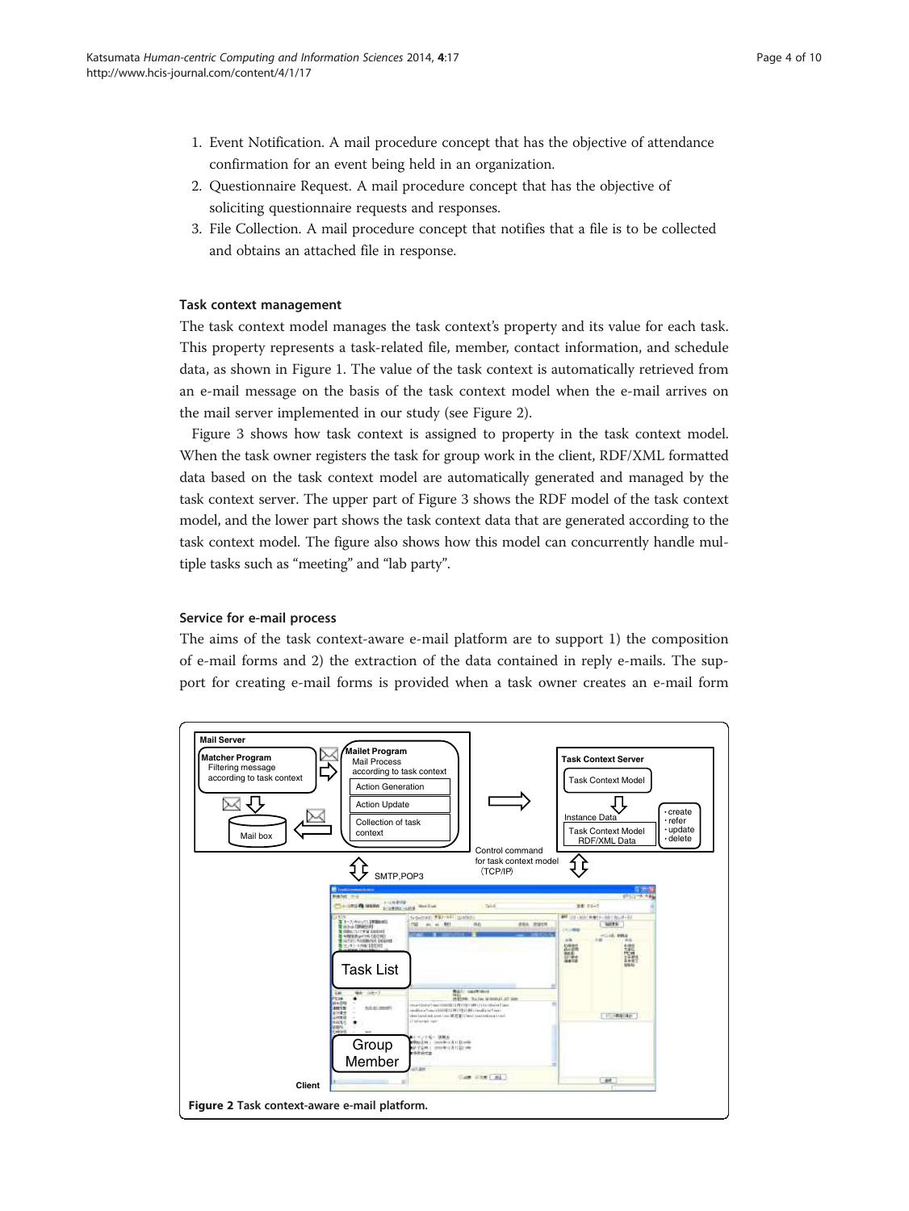1. Event Notification. A mail procedure concept that has the objective of attendance confirmation for an event being held in an organization.
2. Questionnaire Request. A mail procedure concept that has the objective of soliciting questionnaire requests and responses.
3. File Collection. A mail procedure concept that notifies that a file is to be collected and obtains an attached file in response.

### Task context management

The task context model manages the task context's property and its value for each task. This property represents a task-related file, member, contact information, and schedule data, as shown in Figure 1. The value of the task context is automatically retrieved from an e-mail message on the basis of the task context model when the e-mail arrives on the mail server implemented in our study (see Figure 2).

Figure 3 shows how task context is assigned to property in the task context model. When the task owner registers the task for group work in the client, RDF/XML formatted data based on the task context model are automatically generated and managed by the task context server. The upper part of Figure 3 shows the RDF model of the task context model, and the lower part shows the task context data that are generated according to the task context model. The figure also shows how this model can concurrently handle multiple tasks such as "meeting" and "lab party".

### Service for e-mail process

The aims of the task context-aware e-mail platform are to support 1) the composition of e-mail forms and 2) the extraction of the data contained in reply e-mails. The support for creating e-mail forms is provided when a task owner creates an e-mail form

**Figure 2** Task context-aware e-mail platform.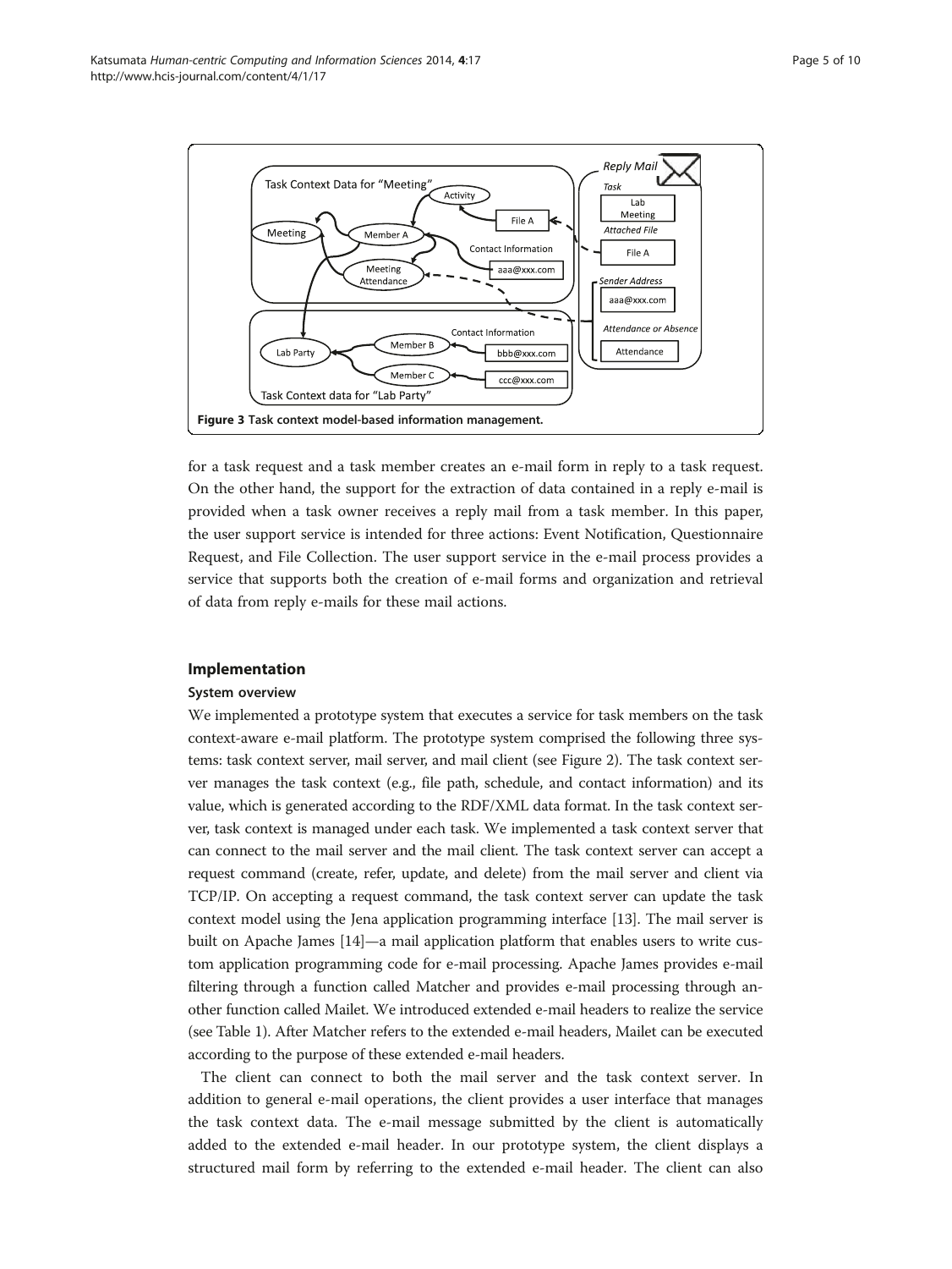Task Context Data for "Meeting"

Activity

Meeting

Member A

File A

Contact Information

aaa@xxx.com

Meeting Attendance

Contact Information

Member B

bbb@xxx.com

Lab Party

Member C

ccc@xxx.com

Task Context data for "Lab Party"

Reply Mail

Task

Lab Meeting

Attached File

File A

Sender Address

aaa@xxx.com

Attendance or Absence

Attendance

**Figure 3 Task context model-based information management.**

for a task request and a task member creates an e-mail form in reply to a task request. On the other hand, the support for the extraction of data contained in a reply e-mail is provided when a task owner receives a reply mail from a task member. In this paper, the user support service is intended for three actions: Event Notification, Questionnaire Request, and File Collection. The user support service in the e-mail process provides a service that supports both the creation of e-mail forms and organization and retrieval of data from reply e-mails for these mail actions.

## Implementation

### System overview

We implemented a prototype system that executes a service for task members on the task context-aware e-mail platform. The prototype system comprised the following three systems: task context server, mail server, and mail client (see Figure 2). The task context server manages the task context (e.g., file path, schedule, and contact information) and its value, which is generated according to the RDF/XML data format. In the task context server, task context is managed under each task. We implemented a task context server that can connect to the mail server and the mail client. The task context server can accept a request command (create, refer, update, and delete) from the mail server and client via TCP/IP. On accepting a request command, the task context server can update the task context model using the Jena application programming interface [13]. The mail server is built on Apache James [14]—a mail application platform that enables users to write custom application programming code for e-mail processing. Apache James provides e-mail filtering through a function called Matcher and provides e-mail processing through another function called Mailet. We introduced extended e-mail headers to realize the service (see Table 1). After Matcher refers to the extended e-mail headers, Mailet can be executed according to the purpose of these extended e-mail headers.

The client can connect to both the mail server and the task context server. In addition to general e-mail operations, the client provides a user interface that manages the task context data. The e-mail message submitted by the client is automatically added to the extended e-mail header. In our prototype system, the client displays a structured mail form by referring to the extended e-mail header. The client can also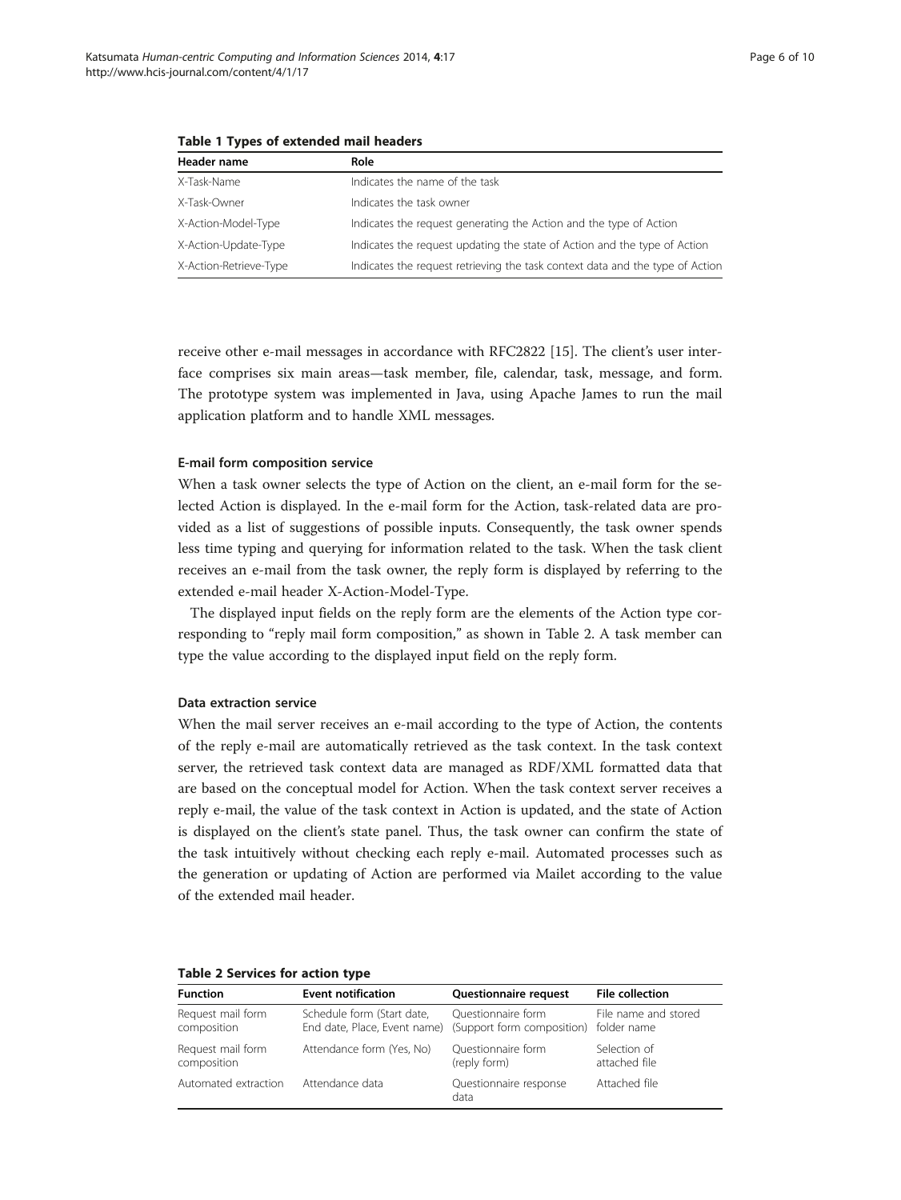**Table 1 Types of extended mail headers**

| Header name | Role |
|---|---|
| X-Task-Name | Indicates the name of the task |
| X-Task-Owner | Indicates the task owner |
| X-Action-Model-Type | Indicates the request generating the Action and the type of Action |
| X-Action-Update-Type | Indicates the request updating the state of Action and the type of Action |
| X-Action-Retrieve-Type | Indicates the request retrieving the task context data and the type of Action |

receive other e-mail messages in accordance with RFC2822 [15]. The client's user interface comprises six main areas—task member, file, calendar, task, message, and form. The prototype system was implemented in Java, using Apache James to run the mail application platform and to handle XML messages.

#### E-mail form composition service

When a task owner selects the type of Action on the client, an e-mail form for the selected Action is displayed. In the e-mail form for the Action, task-related data are provided as a list of suggestions of possible inputs. Consequently, the task owner spends less time typing and querying for information related to the task. When the task client receives an e-mail from the task owner, the reply form is displayed by referring to the extended e-mail header X-Action-Model-Type.

The displayed input fields on the reply form are the elements of the Action type corresponding to "reply mail form composition," as shown in Table 2. A task member can type the value according to the displayed input field on the reply form.

#### Data extraction service

When the mail server receives an e-mail according to the type of Action, the contents of the reply e-mail are automatically retrieved as the task context. In the task context server, the retrieved task context data are managed as RDF/XML formatted data that are based on the conceptual model for Action. When the task context server receives a reply e-mail, the value of the task context in Action is updated, and the state of Action is displayed on the client's state panel. Thus, the task owner can confirm the state of the task intuitively without checking each reply e-mail. Automated processes such as the generation or updating of Action are performed via Mailet according to the value of the extended mail header.

**Table 2 Services for action type**

| Function | Event notification | Questionnaire request | File collection |
|---|---|---|---|
| Request mail form composition | Schedule form (Start date, End date, Place, Event name) | Questionnaire form (Support form composition) | File name and stored folder name |
| Request mail form composition | Attendance form (Yes, No) | Questionnaire form (reply form) | Selection of attached file |
| Automated extraction | Attendance data | Questionnaire response data | Attached file |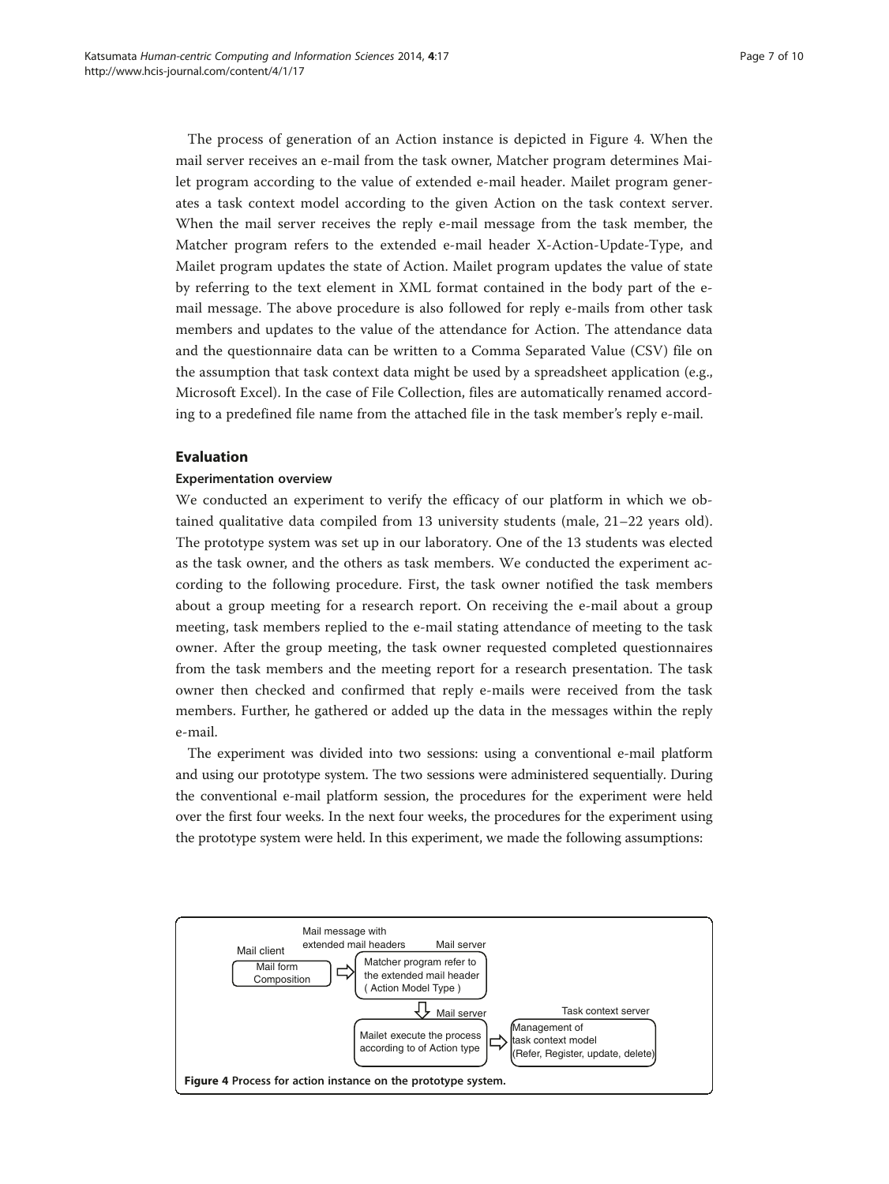The process of generation of an Action instance is depicted in Figure 4. When the mail server receives an e-mail from the task owner, Matcher program determines Mailet program according to the value of extended e-mail header. Mailet program generates a task context model according to the given Action on the task context server. When the mail server receives the reply e-mail message from the task member, the Matcher program refers to the extended e-mail header X-Action-Update-Type, and Mailet program updates the state of Action. Mailet program updates the value of state by referring to the text element in XML format contained in the body part of the e-mail message. The above procedure is also followed for reply e-mails from other task members and updates to the value of the attendance for Action. The attendance data and the questionnaire data can be written to a Comma Separated Value (CSV) file on the assumption that task context data might be used by a spreadsheet application (e.g., Microsoft Excel). In the case of File Collection, files are automatically renamed according to a predefined file name from the attached file in the task member's reply e-mail.

## Evaluation

### Experimentation overview

We conducted an experiment to verify the efficacy of our platform in which we obtained qualitative data compiled from 13 university students (male, 21–22 years old). The prototype system was set up in our laboratory. One of the 13 students was elected as the task owner, and the others as task members. We conducted the experiment according to the following procedure. First, the task owner notified the task members about a group meeting for a research report. On receiving the e-mail about a group meeting, task members replied to the e-mail stating attendance of meeting to the task owner. After the group meeting, the task owner requested completed questionnaires from the task members and the meeting report for a research presentation. The task owner then checked and confirmed that reply e-mails were received from the task members. Further, he gathered or added up the data in the messages within the reply e-mail.

The experiment was divided into two sessions: using a conventional e-mail platform and using our prototype system. The two sessions were administered sequentially. During the conventional e-mail platform session, the procedures for the experiment were held over the first four weeks. In the next four weeks, the procedures for the experiment using the prototype system were held. In this experiment, we made the following assumptions:

Mail client

Mail form Composition

Mail message with extended mail headers

Mail server

Matcher program refer to the extended mail header ( Action Model Type )

Mail server

Mailet execute the process according to of Action type

Task context server

Management of task context model (Refer, Register, update, delete)

**Figure 4 Process for action instance on the prototype system.**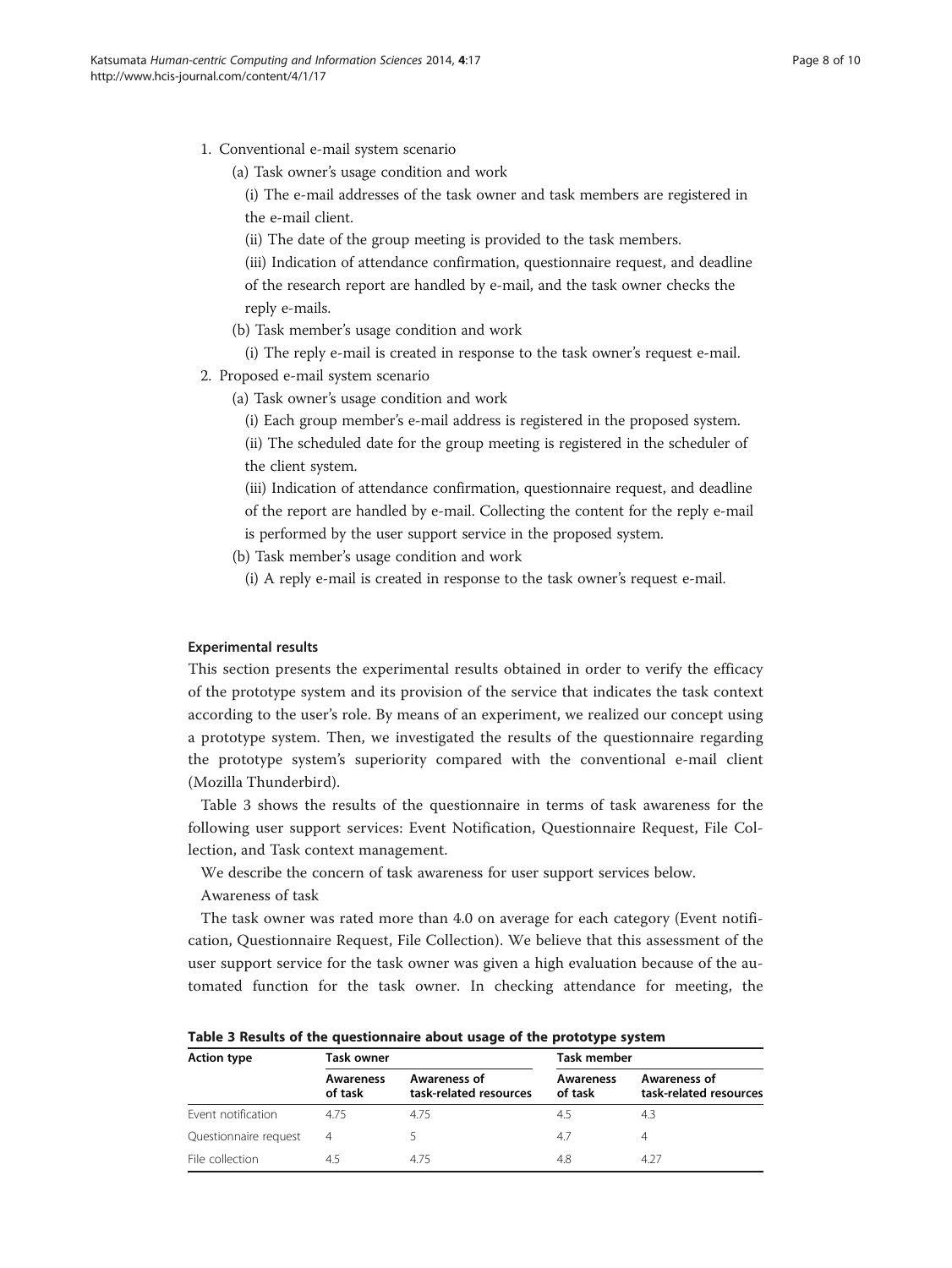1. Conventional e-mail system scenario
   - (a) Task owner's usage condition and work
     - (i) The e-mail addresses of the task owner and task members are registered in the e-mail client.
     - (ii) The date of the group meeting is provided to the task members.
     - (iii) Indication of attendance confirmation, questionnaire request, and deadline of the research report are handled by e-mail, and the task owner checks the reply e-mails.
   - (b) Task member's usage condition and work
     - (i) The reply e-mail is created in response to the task owner's request e-mail.
2. Proposed e-mail system scenario
   - (a) Task owner's usage condition and work
     - (i) Each group member's e-mail address is registered in the proposed system.
     - (ii) The scheduled date for the group meeting is registered in the scheduler of the client system.
     - (iii) Indication of attendance confirmation, questionnaire request, and deadline of the report are handled by e-mail. Collecting the content for the reply e-mail is performed by the user support service in the proposed system.
   - (b) Task member's usage condition and work
     - (i) A reply e-mail is created in response to the task owner's request e-mail.

### Experimental results

This section presents the experimental results obtained in order to verify the efficacy of the prototype system and its provision of the service that indicates the task context according to the user's role. By means of an experiment, we realized our concept using a prototype system. Then, we investigated the results of the questionnaire regarding the prototype system's superiority compared with the conventional e-mail client (Mozilla Thunderbird).

Table 3 shows the results of the questionnaire in terms of task awareness for the following user support services: Event Notification, Questionnaire Request, File Collection, and Task context management.

We describe the concern of task awareness for user support services below.

Awareness of task

The task owner was rated more than 4.0 on average for each category (Event notification, Questionnaire Request, File Collection). We believe that this assessment of the user support service for the task owner was given a high evaluation because of the automated function for the task owner. In checking attendance for meeting, the

**Table 3 Results of the questionnaire about usage of the prototype system**

| Action type | Task owner | | Task member | |
|---|---|---|---|---|
| | Awareness of task | Awareness of task-related resources | Awareness of task | Awareness of task-related resources |
| Event notification | 4.75 | 4.75 | 4.5 | 4.3 |
| Questionnaire request | 4 | 5 | 4.7 | 4 |
| File collection | 4.5 | 4.75 | 4.8 | 4.27 |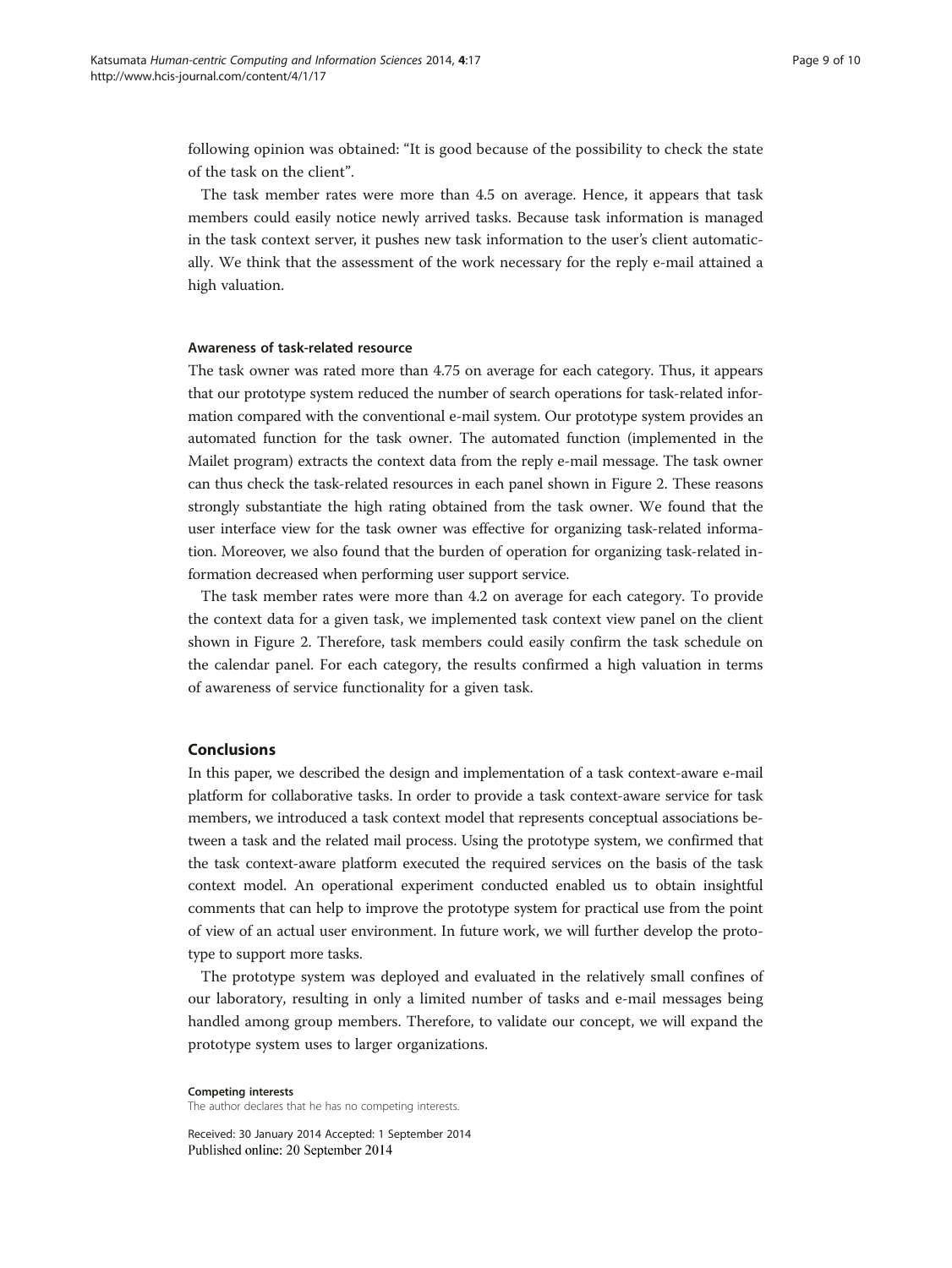following opinion was obtained: "It is good because of the possibility to check the state of the task on the client".

The task member rates were more than 4.5 on average. Hence, it appears that task members could easily notice newly arrived tasks. Because task information is managed in the task context server, it pushes new task information to the user's client automatically. We think that the assessment of the work necessary for the reply e-mail attained a high valuation.

#### Awareness of task-related resource

The task owner was rated more than 4.75 on average for each category. Thus, it appears that our prototype system reduced the number of search operations for task-related information compared with the conventional e-mail system. Our prototype system provides an automated function for the task owner. The automated function (implemented in the Mailet program) extracts the context data from the reply e-mail message. The task owner can thus check the task-related resources in each panel shown in Figure 2. These reasons strongly substantiate the high rating obtained from the task owner. We found that the user interface view for the task owner was effective for organizing task-related information. Moreover, we also found that the burden of operation for organizing task-related information decreased when performing user support service.

The task member rates were more than 4.2 on average for each category. To provide the context data for a given task, we implemented task context view panel on the client shown in Figure 2. Therefore, task members could easily confirm the task schedule on the calendar panel. For each category, the results confirmed a high valuation in terms of awareness of service functionality for a given task.

## Conclusions

In this paper, we described the design and implementation of a task context-aware e-mail platform for collaborative tasks. In order to provide a task context-aware service for task members, we introduced a task context model that represents conceptual associations between a task and the related mail process. Using the prototype system, we confirmed that the task context-aware platform executed the required services on the basis of the task context model. An operational experiment conducted enabled us to obtain insightful comments that can help to improve the prototype system for practical use from the point of view of an actual user environment. In future work, we will further develop the prototype to support more tasks.

The prototype system was deployed and evaluated in the relatively small confines of our laboratory, resulting in only a limited number of tasks and e-mail messages being handled among group members. Therefore, to validate our concept, we will expand the prototype system uses to larger organizations.

**Competing interests**

The author declares that he has no competing interests.

Received: 30 January 2014 Accepted: 1 September 2014
Published online: 20 September 2014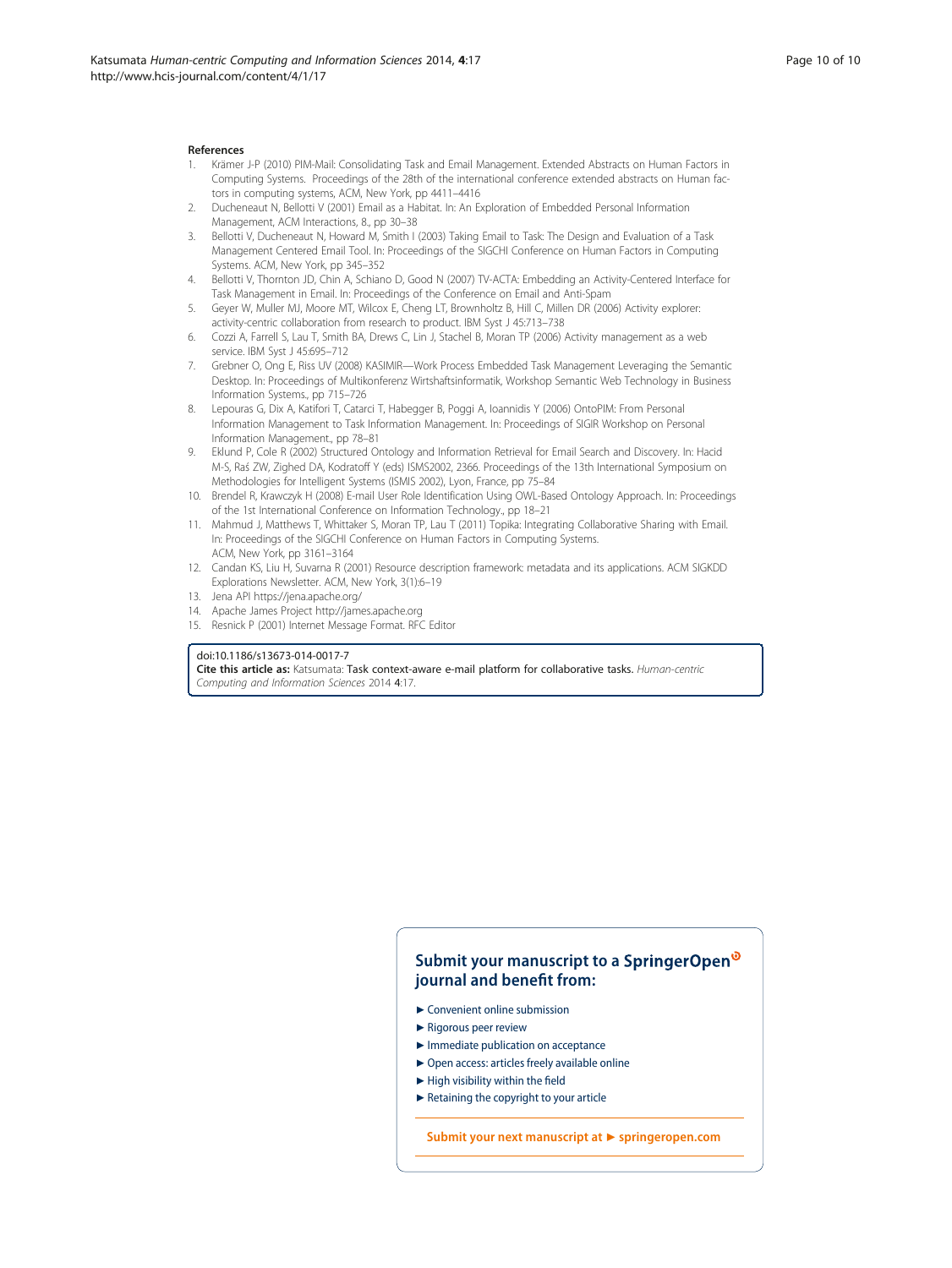### References

1. Krämer J-P (2010) PIM-Mail: Consolidating Task and Email Management. Extended Abstracts on Human Factors in Computing Systems. Proceedings of the 28th of the international conference extended abstracts on Human factors in computing systems, ACM, New York, pp 4411–4416
2. Ducheneaut N, Bellotti V (2001) Email as a Habitat. In: An Exploration of Embedded Personal Information Management, ACM Interactions, 8., pp 30–38
3. Bellotti V, Ducheneaut N, Howard M, Smith I (2003) Taking Email to Task: The Design and Evaluation of a Task Management Centered Email Tool. In: Proceedings of the SIGCHI Conference on Human Factors in Computing Systems. ACM, New York, pp 345–352
4. Bellotti V, Thornton JD, Chin A, Schiano D, Good N (2007) TV-ACTA: Embedding an Activity-Centered Interface for Task Management in Email. In: Proceedings of the Conference on Email and Anti-Spam
5. Geyer W, Muller MJ, Moore MT, Wilcox E, Cheng LT, Brownholtz B, Hill C, Millen DR (2006) Activity explorer: activity-centric collaboration from research to product. IBM Syst J 45:713–738
6. Cozzi A, Farrell S, Lau T, Smith BA, Drews C, Lin J, Stachel B, Moran TP (2006) Activity management as a web service. IBM Syst J 45:695–712
7. Grebner O, Ong E, Riss UV (2008) KASIMIR—Work Process Embedded Task Management Leveraging the Semantic Desktop. In: Proceedings of Multikonferenz Wirtshaftsinformatik, Workshop Semantic Web Technology in Business Information Systems., pp 715–726
8. Lepouras G, Dix A, Katifori T, Catarci T, Habegger B, Poggi A, Ioannidis Y (2006) OntoPIM: From Personal Information Management to Task Information Management. In: Proceedings of SIGIR Workshop on Personal Information Management., pp 78–81
9. Eklund P, Cole R (2002) Structured Ontology and Information Retrieval for Email Search and Discovery. In: Hacid M-S, Raś ZW, Zighed DA, Kodratoff Y (eds) ISMS2002, 2366. Proceedings of the 13th International Symposium on Methodologies for Intelligent Systems (ISMIS 2002), Lyon, France, pp 75–84
10. Brendel R, Krawczyk H (2008) E-mail User Role Identification Using OWL-Based Ontology Approach. In: Proceedings of the 1st International Conference on Information Technology., pp 18–21
11. Mahmud J, Matthews T, Whittaker S, Moran TP, Lau T (2011) Topika: Integrating Collaborative Sharing with Email. In: Proceedings of the SIGCHI Conference on Human Factors in Computing Systems. ACM, New York, pp 3161–3164
12. Candan KS, Liu H, Suvarna R (2001) Resource description framework: metadata and its applications. ACM SIGKDD Explorations Newsletter. ACM, New York, 3(1):6–19
13. Jena API https://jena.apache.org/
14. Apache James Project http://james.apache.org
15. Resnick P (2001) Internet Message Format. RFC Editor

doi:10.1186/s13673-014-0017-7

**Cite this article as:** Katsumata: Task context-aware e-mail platform for collaborative tasks. *Human-centric Computing and Information Sciences* 2014 **4**:17.

**Submit your manuscript to a SpringerOpen journal and benefit from:**

- ► Convenient online submission
- ► Rigorous peer review
- ► Immediate publication on acceptance
- ► Open access: articles freely available online
- ► High visibility within the field
- ► Retaining the copyright to your article

**Submit your next manuscript at ► springeropen.com**